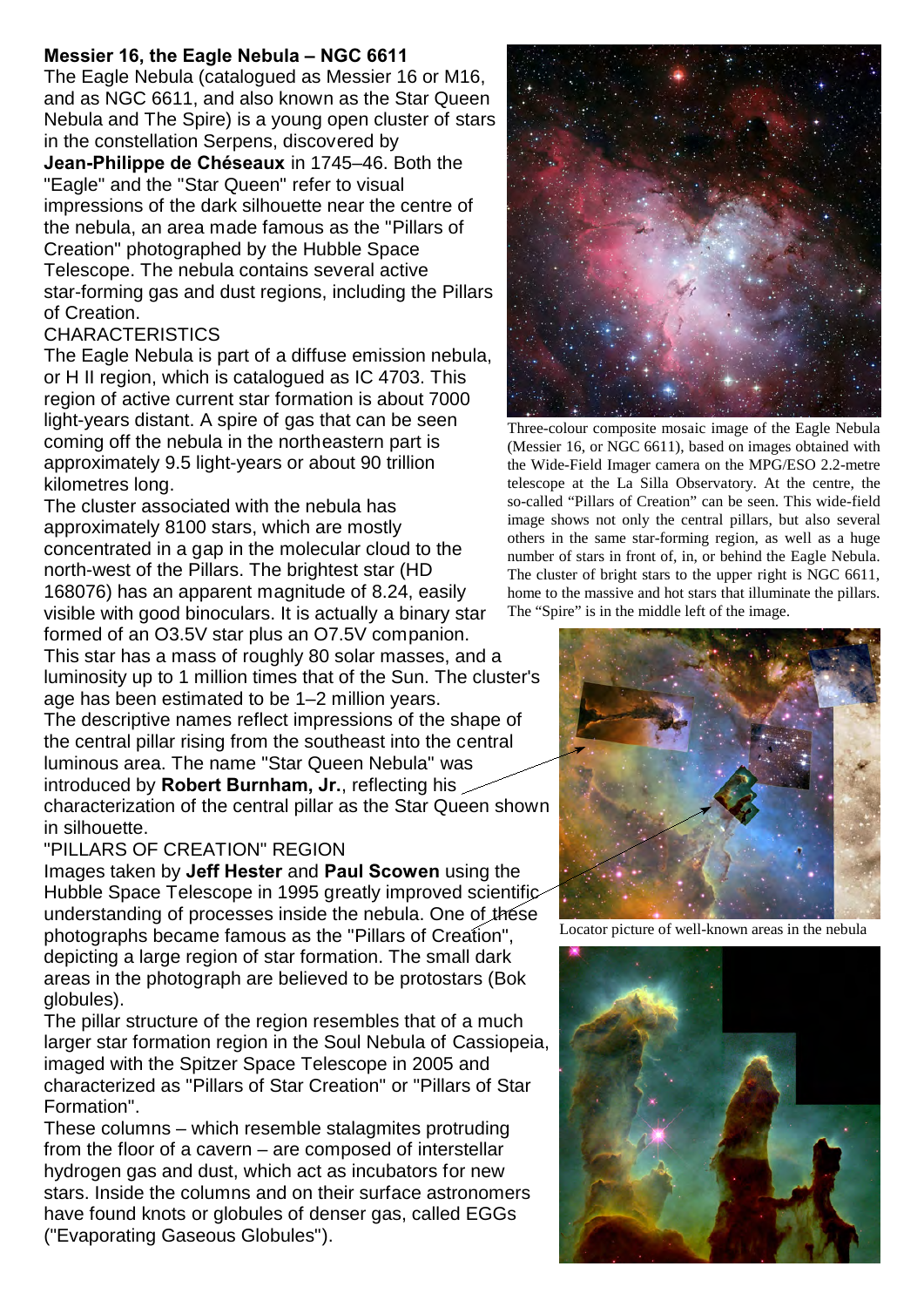## Messier 16, the Eagle Nebula – NGC 6611

The Eagle Nebula (catalogued as Messier 16 or M16, and as NGC 6611, and also known as the Star Queen Nebula and The Spire) is a young open cluster of stars in the constellation Serpens, discovered by **Jean-Philippe de Chéseaux** in 1745–46. Both the "Eagle" and the "Star Queen" refer to visual impressions of the dark silhouette near the centre of the nebula, an area made famous as the "Pillars of Creation" photographed by the Hubble Space Telescope. The nebula contains several active star-forming gas and dust regions, including the Pillars of Creation.

### CHARACTERISTICS

The Eagle Nebula is part of a diffuse emission nebula, or H II region, which is catalogued as IC 4703. This region of active current star formation is about 7000 light-years distant. A spire of gas that can be seen coming off the nebula in the northeastern part is approximately 9.5 light-years or about 90 trillion kilometres long.

The cluster associated with the nebula has approximately 8100 stars, which are mostly concentrated in a gap in the molecular cloud to the north-west of the Pillars. The brightest star (HD 168076) has an apparent magnitude of 8.24, easily visible with good binoculars. It is actually a binary star formed of an O3.5V star plus an O7.5V companion. This star has a mass of roughly 80 solar masses, and a luminosity up to 1 million times that of the Sun. The cluster's age has been estimated to be 1–2 million years.

The descriptive names reflect impressions of the shape of the central pillar rising from the southeast into the central luminous area. The name "Star Queen Nebula" was introduced by **Robert Burnham, Jr.**, reflecting his characterization of the central pillar as the Star Queen shown in silhouette.

### "PILLARS OF CREATION" REGION

Images taken by **Jeff Hester** and **Paul Scowen** using the Hubble Space Telescope in 1995 greatly improved scientific understanding of processes inside the nebula. One of these photographs became famous as the "Pillars of Creation", depicting a large region of star formation. The small dark areas in the photograph are believed to be protostars (Bok globules).

The pillar structure of the region resembles that of a much larger star formation region in the Soul Nebula of Cassiopeia, imaged with the Spitzer Space Telescope in 2005 and characterized as "Pillars of Star Creation" or "Pillars of Star Formation".

These columns – which resemble stalagmites protruding from the floor of a cavern – are composed of interstellar hydrogen gas and dust, which act as incubators for new stars. Inside the columns and on their surface astronomers have found knots or globules of denser gas, called EGGs ("Evaporating Gaseous Globules").

Three-colour composite mosaic image of the Eagle Nebula (Messier 16, or NGC 6611), based on images obtained with the Wide-Field Imager camera on the MPG/ESO 2.2-metre telescope at the La Silla Observatory. At the centre, the so-called "Pillars of Creation" can be seen. This wide-field image shows not only the central pillars, but also several others in the same star-forming region, as well as a huge number of stars in front of, in, or behind the Eagle Nebula. The cluster of bright stars to the upper right is NGC 6611, home to the massive and hot stars that illuminate the pillars. The "Spire" is in the middle left of the image.

Locator picture of well-known areas in the nebula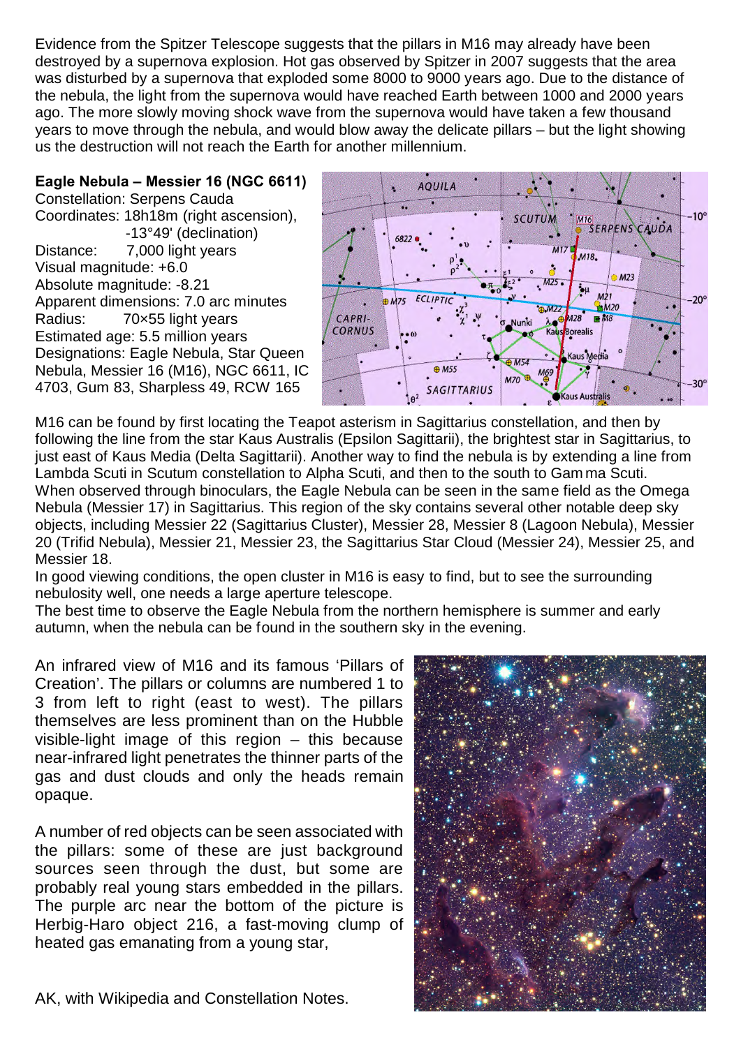Evidence from the Spitzer Telescope suggests that the pillars in M16 may already have been destroyed by a supernova explosion. Hot gas observed by Spitzer in 2007 suggests that the area was disturbed by a supernova that exploded some 8000 to 9000 years ago. Due to the distance of the nebula, the light from the supernova would have reached Earth between 1000 and 2000 years ago. The more slowly moving shock wave from the supernova would have taken a few thousand years to move through the nebula, and would blow away the delicate pillars – but the light showing us the destruction will not reach the Earth for another millennium.

**Eagle Nebula – Messier 16 (NGC 6611)**
Constellation: Serpens Cauda
Coordinates: 18h18m (right ascension), -13°49' (declination)
Distance: 7,000 light years
Visual magnitude: +6.0
Absolute magnitude: -8.21
Apparent dimensions: 7.0 arc minutes
Radius: 70×55 light years
Estimated age: 5.5 million years
Designations: Eagle Nebula, Star Queen Nebula, Messier 16 (M16), NGC 6611, IC 4703, Gum 83, Sharpless 49, RCW 165

M16 can be found by first locating the Teapot asterism in Sagittarius constellation, and then by following the line from the star Kaus Australis (Epsilon Sagittarii), the brightest star in Sagittarius, to just east of Kaus Media (Delta Sagittarii). Another way to find the nebula is by extending a line from Lambda Scuti in Scutum constellation to Alpha Scuti, and then to the south to Gamma Scuti.
When observed through binoculars, the Eagle Nebula can be seen in the same field as the Omega Nebula (Messier 17) in Sagittarius. This region of the sky contains several other notable deep sky objects, including Messier 22 (Sagittarius Cluster), Messier 28, Messier 8 (Lagoon Nebula), Messier 20 (Trifid Nebula), Messier 21, Messier 23, the Sagittarius Star Cloud (Messier 24), Messier 25, and Messier 18.
In good viewing conditions, the open cluster in M16 is easy to find, but to see the surrounding nebulosity well, one needs a large aperture telescope.
The best time to observe the Eagle Nebula from the northern hemisphere is summer and early autumn, when the nebula can be found in the southern sky in the evening.

An infrared view of M16 and its famous 'Pillars of Creation'. The pillars or columns are numbered 1 to 3 from left to right (east to west). The pillars themselves are less prominent than on the Hubble visible-light image of this region – this because near-infrared light penetrates the thinner parts of the gas and dust clouds and only the heads remain opaque.

A number of red objects can be seen associated with the pillars: some of these are just background sources seen through the dust, but some are probably real young stars embedded in the pillars. The purple arc near the bottom of the picture is Herbig-Haro object 216, a fast-moving clump of heated gas emanating from a young star,

AK, with Wikipedia and Constellation Notes.